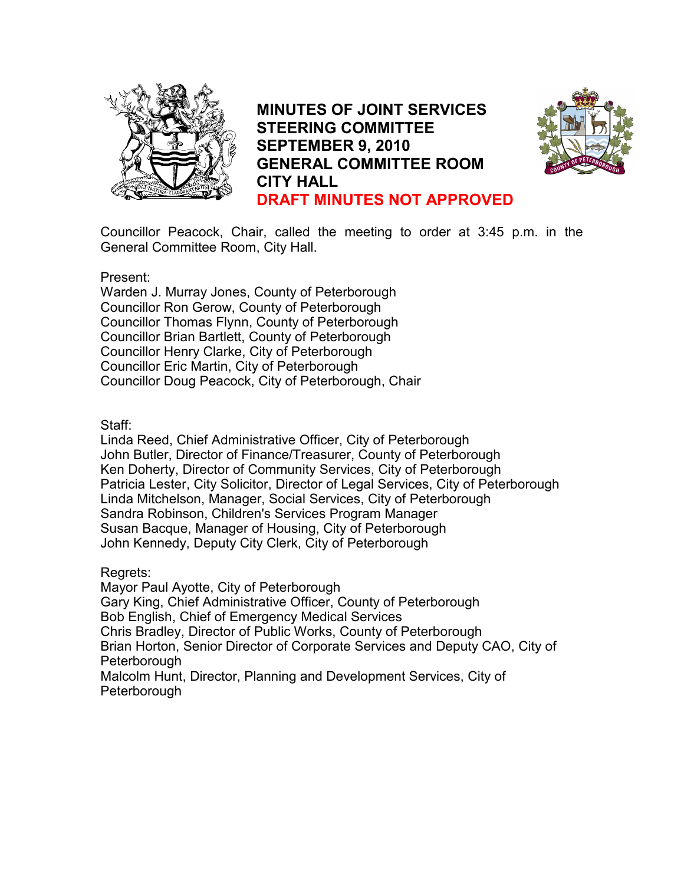# MINUTES OF JOINT SERVICES STEERING COMMITTEE SEPTEMBER 9, 2010 GENERAL COMMITTEE ROOM CITY HALL

**DRAFT MINUTES NOT APPROVED**

Councillor Peacock, Chair, called the meeting to order at 3:45 p.m. in the General Committee Room, City Hall.

Present:
Warden J. Murray Jones, County of Peterborough
Councillor Ron Gerow, County of Peterborough
Councillor Thomas Flynn, County of Peterborough
Councillor Brian Bartlett, County of Peterborough
Councillor Henry Clarke, City of Peterborough
Councillor Eric Martin, City of Peterborough
Councillor Doug Peacock, City of Peterborough, Chair

Staff:
Linda Reed, Chief Administrative Officer, City of Peterborough
John Butler, Director of Finance/Treasurer, County of Peterborough
Ken Doherty, Director of Community Services, City of Peterborough
Patricia Lester, City Solicitor, Director of Legal Services, City of Peterborough
Linda Mitchelson, Manager, Social Services, City of Peterborough
Sandra Robinson, Children's Services Program Manager
Susan Bacque, Manager of Housing, City of Peterborough
John Kennedy, Deputy City Clerk, City of Peterborough

Regrets:
Mayor Paul Ayotte, City of Peterborough
Gary King, Chief Administrative Officer, County of Peterborough
Bob English, Chief of Emergency Medical Services
Chris Bradley, Director of Public Works, County of Peterborough
Brian Horton, Senior Director of Corporate Services and Deputy CAO, City of Peterborough
Malcolm Hunt, Director, Planning and Development Services, City of Peterborough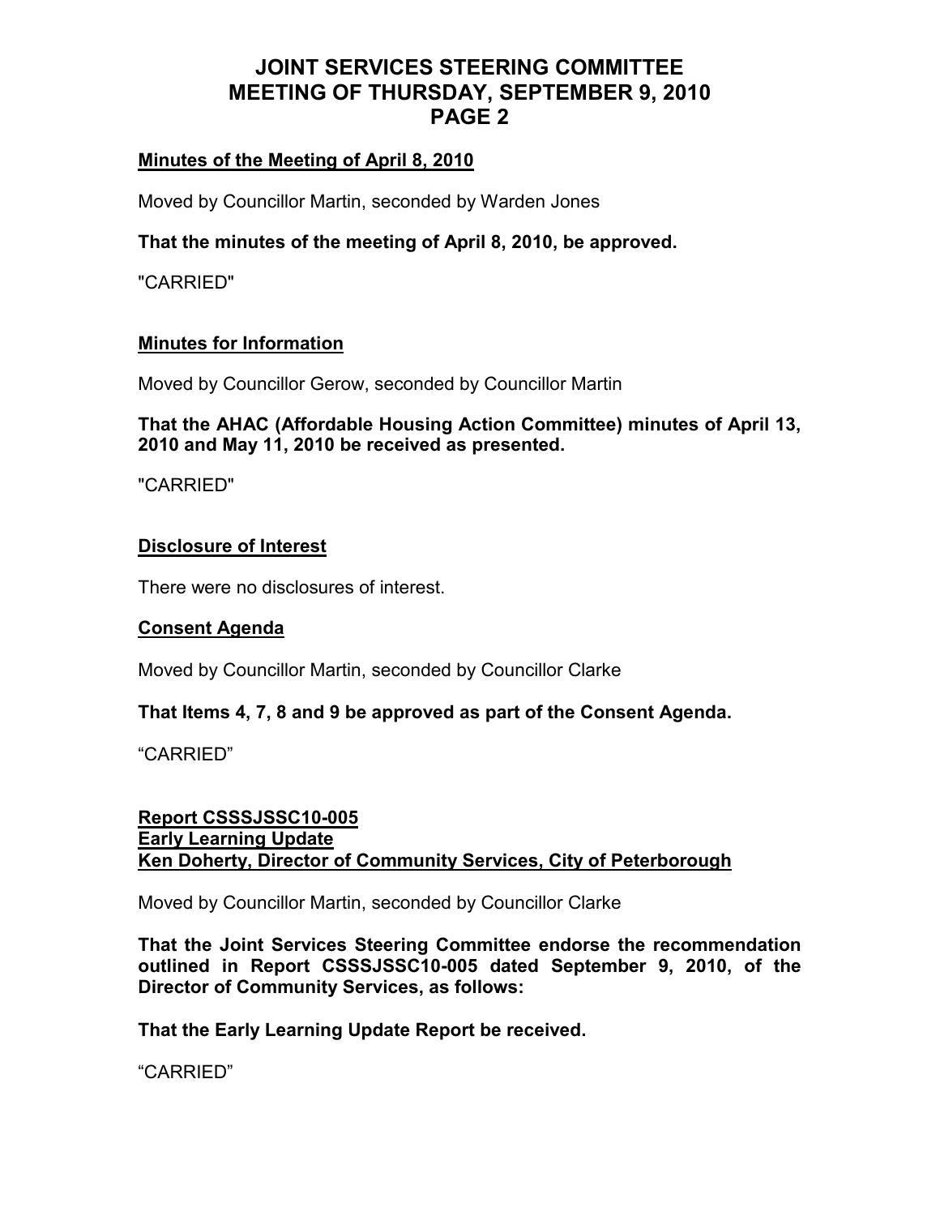**Minutes of the Meeting of April 8, 2010**

Moved by Councillor Martin, seconded by Warden Jones

**That the minutes of the meeting of April 8, 2010, be approved.**

"CARRIED"

**Minutes for Information**

Moved by Councillor Gerow, seconded by Councillor Martin

**That the AHAC (Affordable Housing Action Committee) minutes of April 13, 2010 and May 11, 2010 be received as presented.**

"CARRIED"

**Disclosure of Interest**

There were no disclosures of interest.

**Consent Agenda**

Moved by Councillor Martin, seconded by Councillor Clarke

**That Items 4, 7, 8 and 9 be approved as part of the Consent Agenda.**

"CARRIED"

**Report CSSSJSSC10-005**
**Early Learning Update**
**Ken Doherty, Director of Community Services, City of Peterborough**

Moved by Councillor Martin, seconded by Councillor Clarke

**That the Joint Services Steering Committee endorse the recommendation outlined in Report CSSSJSSC10-005 dated September 9, 2010, of the Director of Community Services, as follows:**

**That the Early Learning Update Report be received.**

"CARRIED"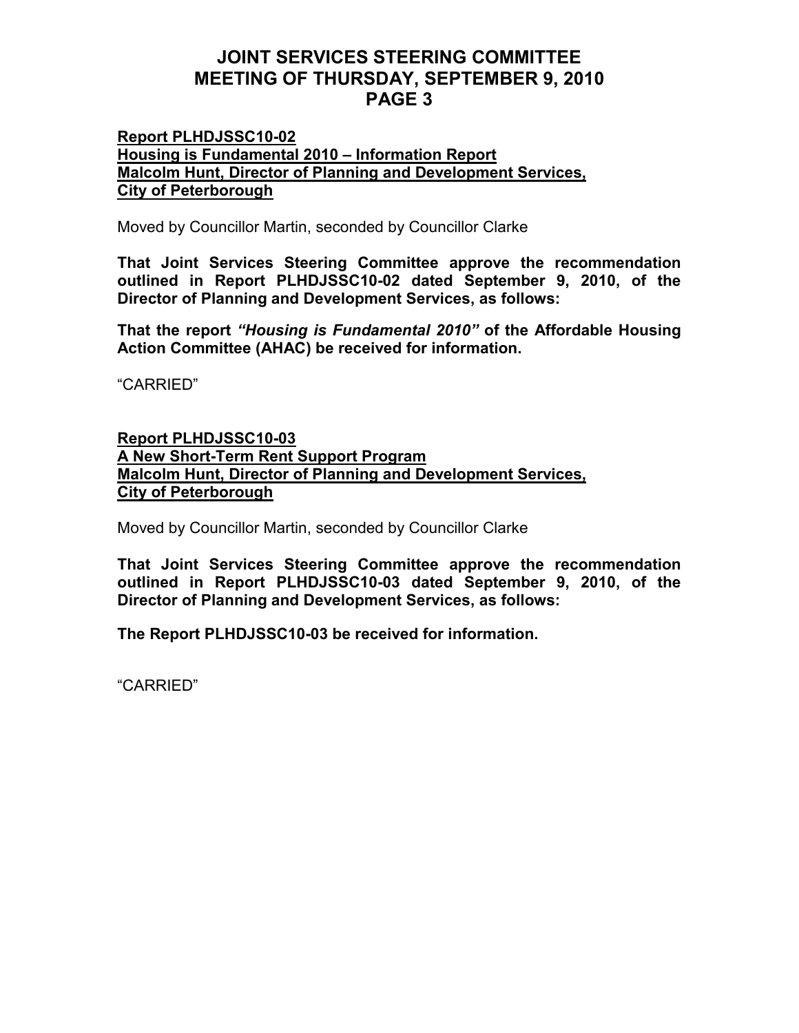**Report PLHDJSSC10-02**
**Housing is Fundamental 2010 – Information Report**
**Malcolm Hunt, Director of Planning and Development Services, City of Peterborough**

Moved by Councillor Martin, seconded by Councillor Clarke

**That Joint Services Steering Committee approve the recommendation outlined in Report PLHDJSSC10-02 dated September 9, 2010, of the Director of Planning and Development Services, as follows:**

**That the report *"Housing is Fundamental 2010"* of the Affordable Housing Action Committee (AHAC) be received for information.**

"CARRIED"

**Report PLHDJSSC10-03**
**A New Short-Term Rent Support Program**
**Malcolm Hunt, Director of Planning and Development Services, City of Peterborough**

Moved by Councillor Martin, seconded by Councillor Clarke

**That Joint Services Steering Committee approve the recommendation outlined in Report PLHDJSSC10-03 dated September 9, 2010, of the Director of Planning and Development Services, as follows:**

**The Report PLHDJSSC10-03 be received for information.**

"CARRIED"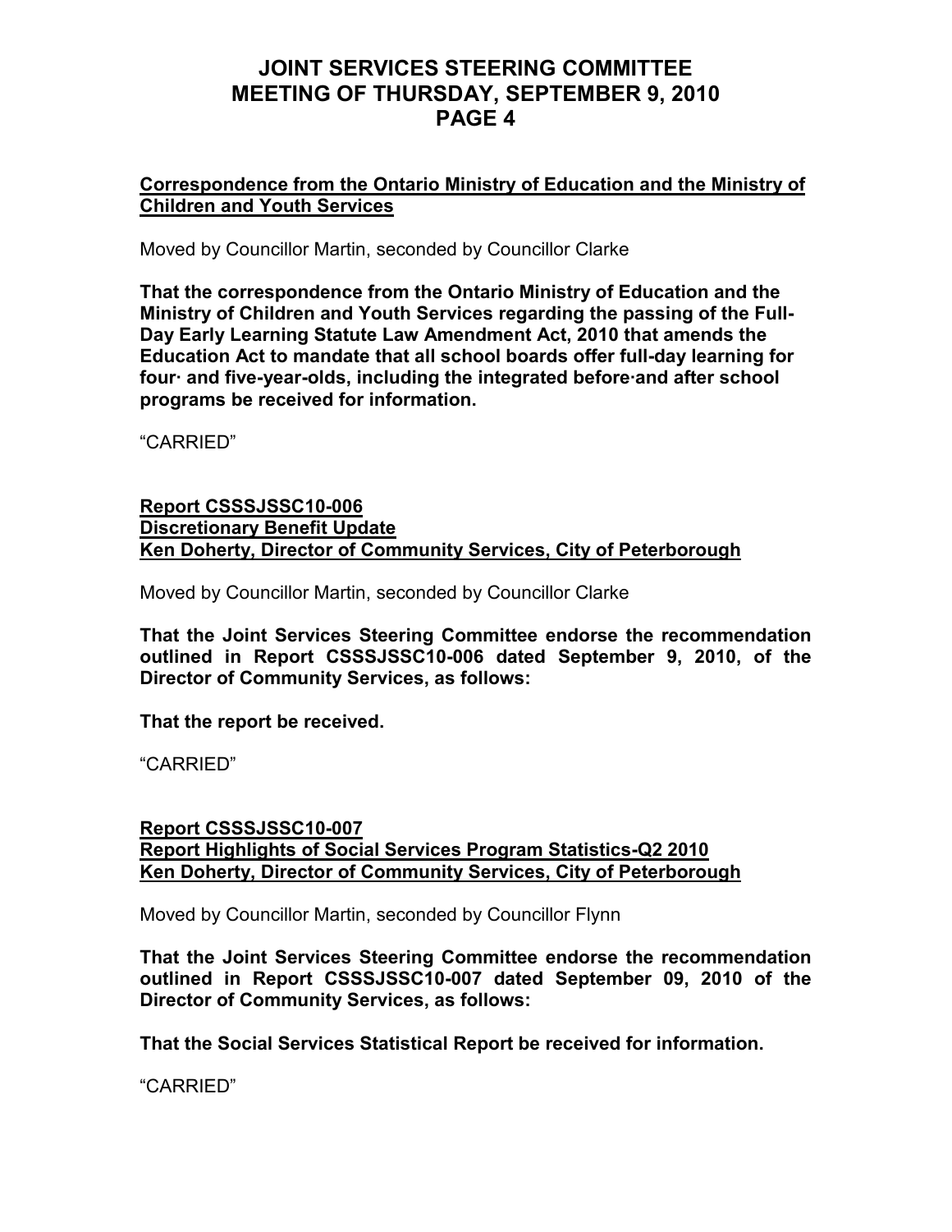**Correspondence from the Ontario Ministry of Education and the Ministry of Children and Youth Services**

Moved by Councillor Martin, seconded by Councillor Clarke

**That the correspondence from the Ontario Ministry of Education and the Ministry of Children and Youth Services regarding the passing of the Full-Day Early Learning Statute Law Amendment Act, 2010 that amends the Education Act to mandate that all school boards offer full-day learning for four· and five-year-olds, including the integrated before·and after school programs be received for information.**

"CARRIED"

**Report CSSSJSSC10-006**
**Discretionary Benefit Update**
**Ken Doherty, Director of Community Services, City of Peterborough**

Moved by Councillor Martin, seconded by Councillor Clarke

**That the Joint Services Steering Committee endorse the recommendation outlined in Report CSSSJSSC10-006 dated September 9, 2010, of the Director of Community Services, as follows:**

**That the report be received.**

"CARRIED"

**Report CSSSJSSC10-007**
**Report Highlights of Social Services Program Statistics-Q2 2010**
**Ken Doherty, Director of Community Services, City of Peterborough**

Moved by Councillor Martin, seconded by Councillor Flynn

**That the Joint Services Steering Committee endorse the recommendation outlined in Report CSSSJSSC10-007 dated September 09, 2010 of the Director of Community Services, as follows:**

**That the Social Services Statistical Report be received for information.**

"CARRIED"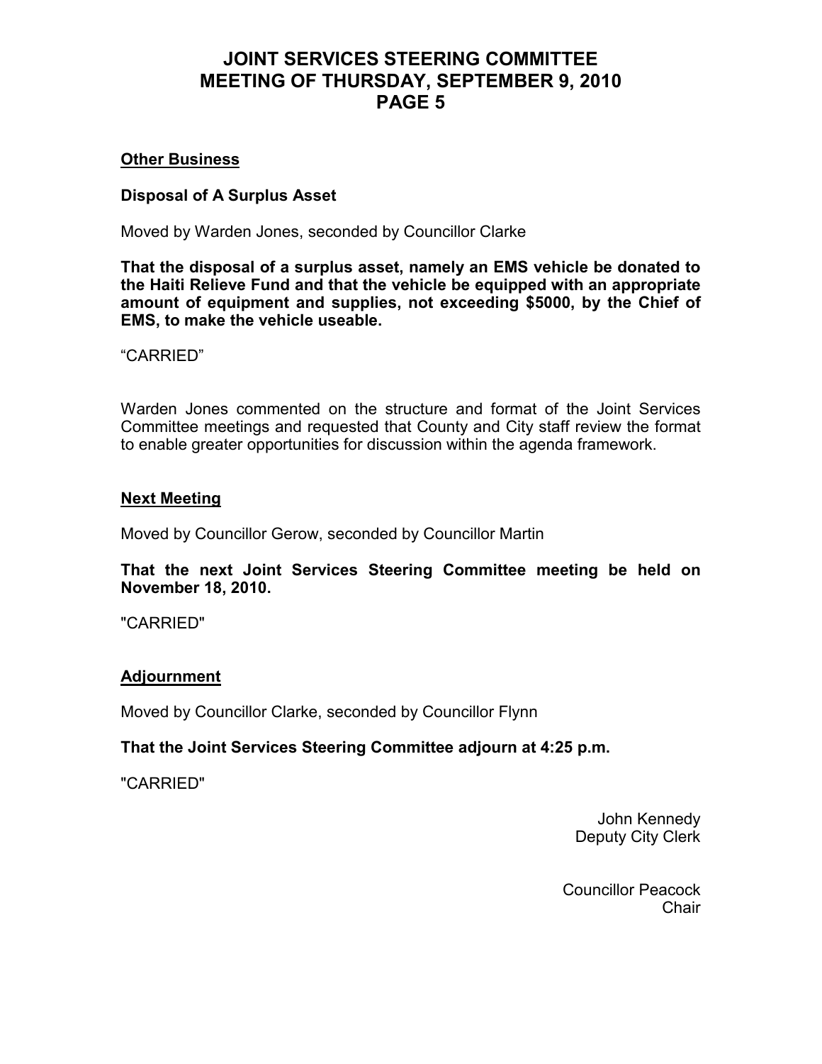### Other Business

**Disposal of A Surplus Asset**

Moved by Warden Jones, seconded by Councillor Clarke

**That the disposal of a surplus asset, namely an EMS vehicle be donated to the Haiti Relieve Fund and that the vehicle be equipped with an appropriate amount of equipment and supplies, not exceeding $5000, by the Chief of EMS, to make the vehicle useable.**

"CARRIED"

Warden Jones commented on the structure and format of the Joint Services Committee meetings and requested that County and City staff review the format to enable greater opportunities for discussion within the agenda framework.

### Next Meeting

Moved by Councillor Gerow, seconded by Councillor Martin

**That the next Joint Services Steering Committee meeting be held on November 18, 2010.**

"CARRIED"

### Adjournment

Moved by Councillor Clarke, seconded by Councillor Flynn

**That the Joint Services Steering Committee adjourn at 4:25 p.m.**

"CARRIED"

John Kennedy
Deputy City Clerk

Councillor Peacock
Chair